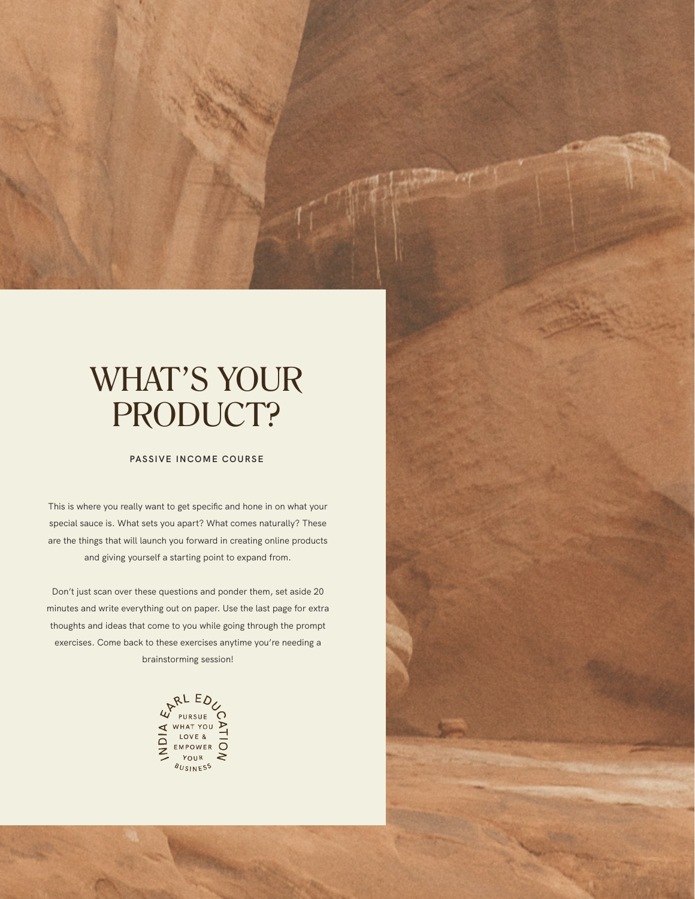# WHAT'S YOUR PRODUCT?

**PASSIVE INCOME COURSE**

This is where you really want to get specific and hone in on what your special sauce is. What sets you apart? What comes naturally? These are the things that will launch you forward in creating online products and giving yourself a starting point to expand from.

Don't just scan over these questions and ponder them, set aside 20 minutes and write everything out on paper. Use the last page for extra thoughts and ideas that come to you while going through the prompt exercises. Come back to these exercises anytime you're needing a brainstorming session!

INDIA EARL EDUCATION
PURSUE WHAT YOU LOVE & EMPOWER YOUR BUSINESS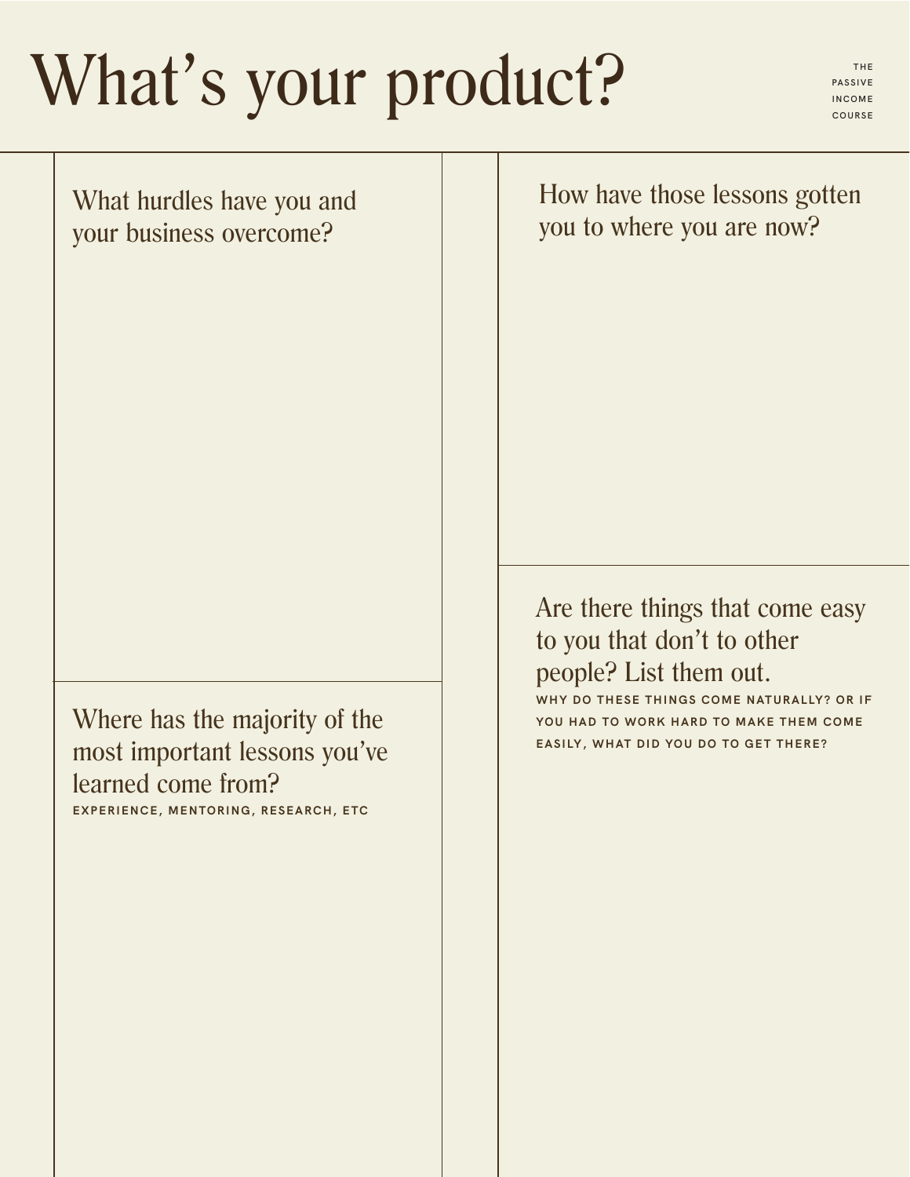# What's your product?

THE PASSIVE INCOME COURSE

## What hurdles have you and your business overcome?

## Where has the majority of the most important lessons you've learned come from?

EXPERIENCE, MENTORING, RESEARCH, ETC

## How have those lessons gotten you to where you are now?

## Are there things that come easy to you that don't to other people? List them out.

WHY DO THESE THINGS COME NATURALLY? OR IF YOU HAD TO WORK HARD TO MAKE THEM COME EASILY, WHAT DID YOU DO TO GET THERE?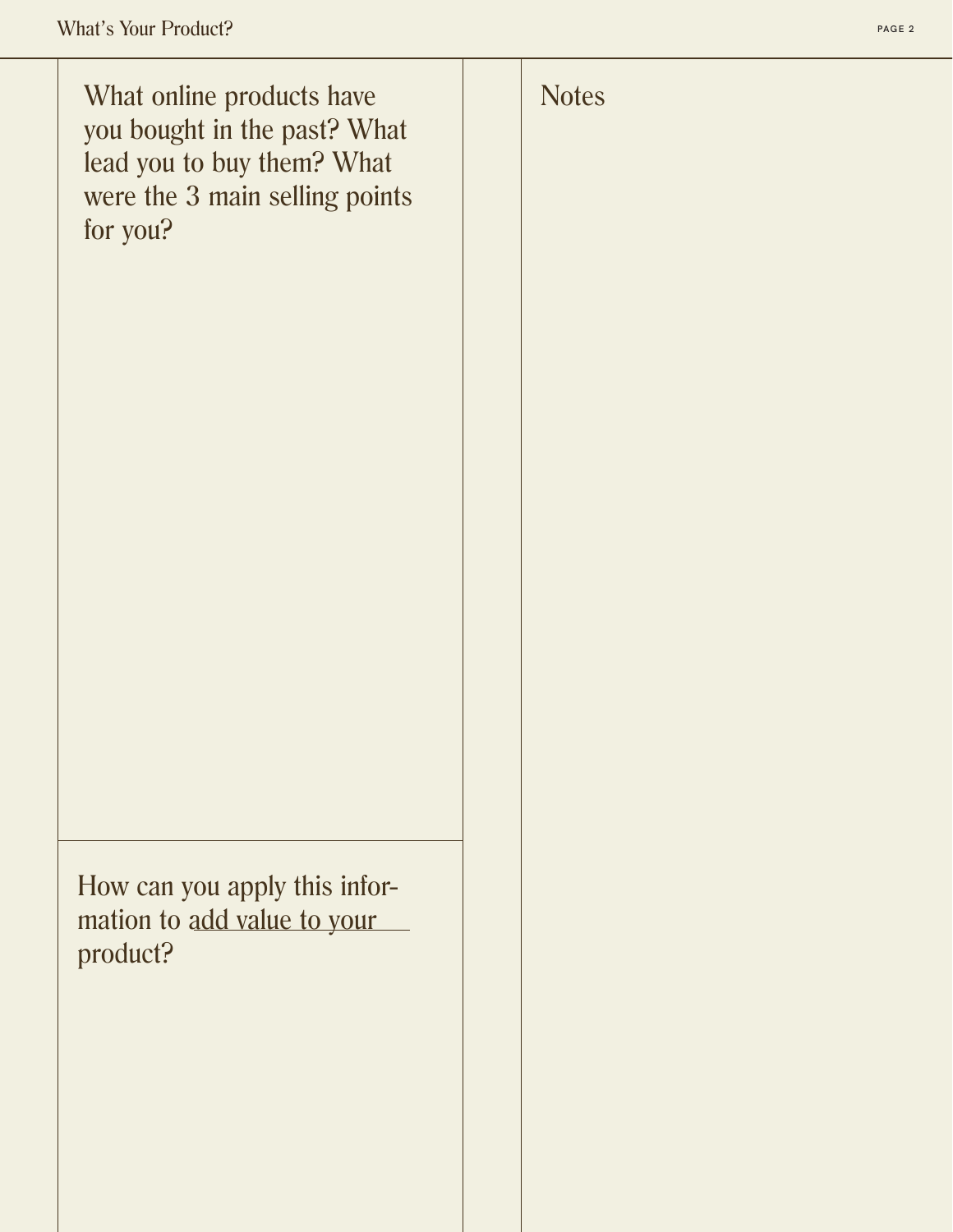What online products have you bought in the past? What lead you to buy them? What were the 3 main selling points for you?

How can you apply this information to add value to your product?

Notes